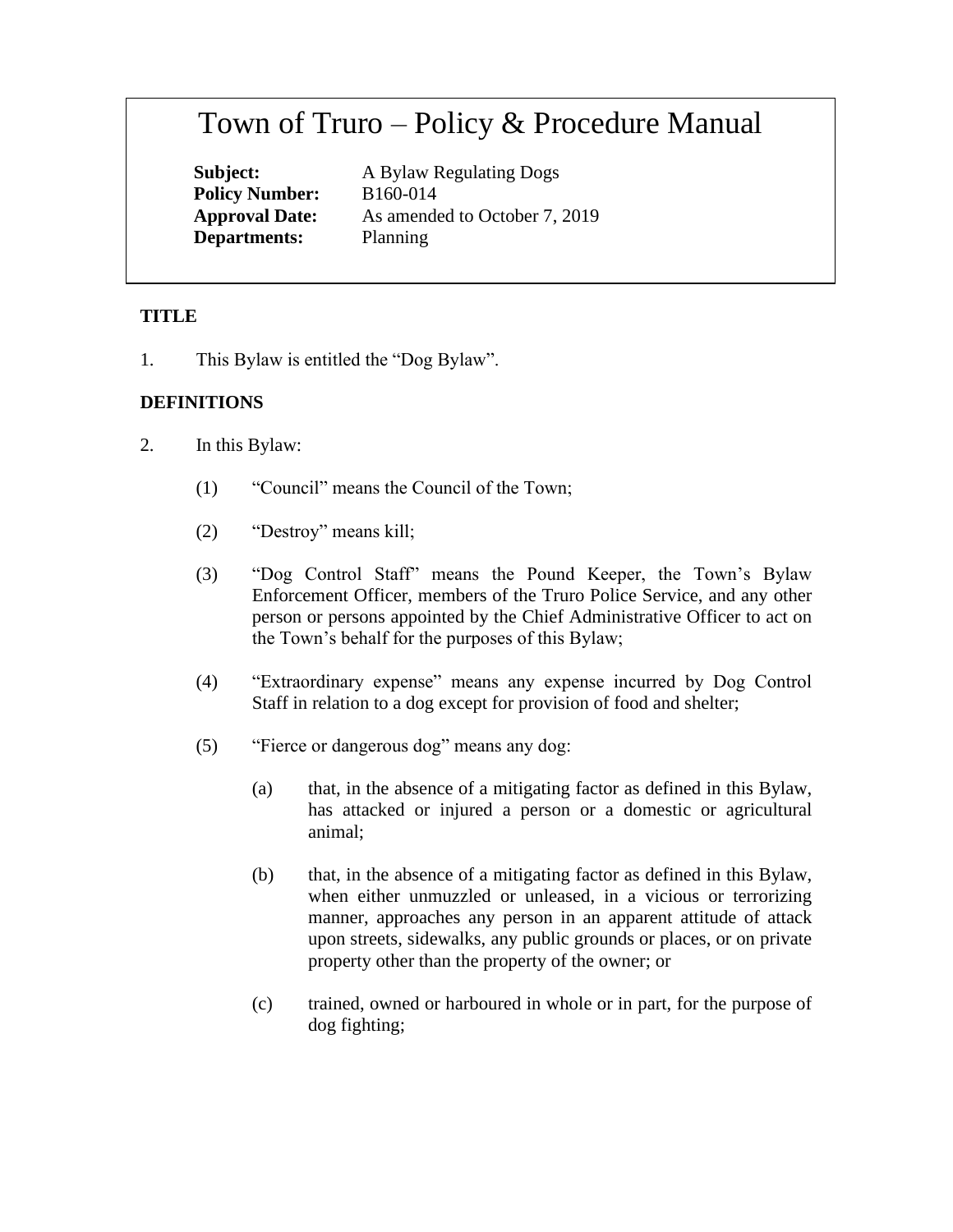# Town of Truro – Policy & Procedure Manual

**Subject:** A Bylaw Regulating Dogs
**Policy Number:** B160-014
**Approval Date:** As amended to October 7, 2019
**Departments:** Planning

## TITLE

1. This Bylaw is entitled the "Dog Bylaw".

## DEFINITIONS

2. In this Bylaw:

   (1) "Council" means the Council of the Town;

   (2) "Destroy" means kill;

   (3) "Dog Control Staff" means the Pound Keeper, the Town's Bylaw Enforcement Officer, members of the Truro Police Service, and any other person or persons appointed by the Chief Administrative Officer to act on the Town's behalf for the purposes of this Bylaw;

   (4) "Extraordinary expense" means any expense incurred by Dog Control Staff in relation to a dog except for provision of food and shelter;

   (5) "Fierce or dangerous dog" means any dog:

      (a) that, in the absence of a mitigating factor as defined in this Bylaw, has attacked or injured a person or a domestic or agricultural animal;

      (b) that, in the absence of a mitigating factor as defined in this Bylaw, when either unmuzzled or unleased, in a vicious or terrorizing manner, approaches any person in an apparent attitude of attack upon streets, sidewalks, any public grounds or places, or on private property other than the property of the owner; or

      (c) trained, owned or harboured in whole or in part, for the purpose of dog fighting;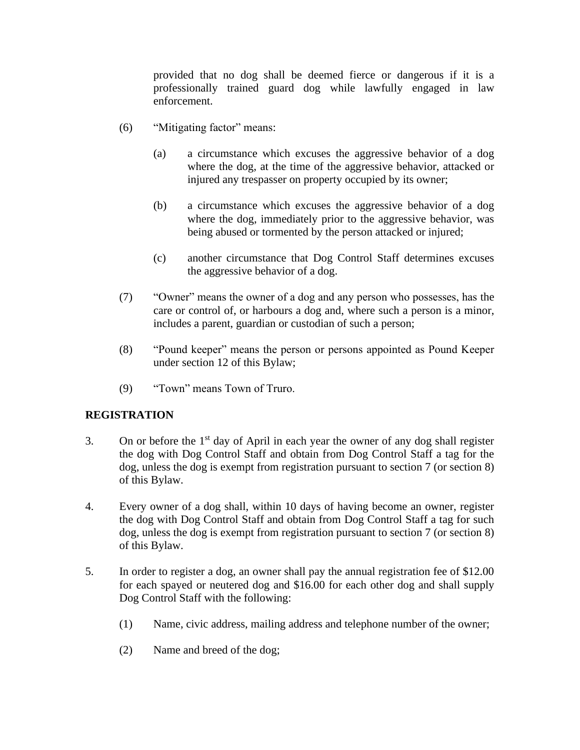provided that no dog shall be deemed fierce or dangerous if it is a professionally trained guard dog while lawfully engaged in law enforcement.

(6) "Mitigating factor" means:

(a) a circumstance which excuses the aggressive behavior of a dog where the dog, at the time of the aggressive behavior, attacked or injured any trespasser on property occupied by its owner;

(b) a circumstance which excuses the aggressive behavior of a dog where the dog, immediately prior to the aggressive behavior, was being abused or tormented by the person attacked or injured;

(c) another circumstance that Dog Control Staff determines excuses the aggressive behavior of a dog.

(7) "Owner" means the owner of a dog and any person who possesses, has the care or control of, or harbours a dog and, where such a person is a minor, includes a parent, guardian or custodian of such a person;

(8) "Pound keeper" means the person or persons appointed as Pound Keeper under section 12 of this Bylaw;

(9) "Town" means Town of Truro.

## REGISTRATION

3. On or before the 1st day of April in each year the owner of any dog shall register the dog with Dog Control Staff and obtain from Dog Control Staff a tag for the dog, unless the dog is exempt from registration pursuant to section 7 (or section 8) of this Bylaw.

4. Every owner of a dog shall, within 10 days of having become an owner, register the dog with Dog Control Staff and obtain from Dog Control Staff a tag for such dog, unless the dog is exempt from registration pursuant to section 7 (or section 8) of this Bylaw.

5. In order to register a dog, an owner shall pay the annual registration fee of $12.00 for each spayed or neutered dog and $16.00 for each other dog and shall supply Dog Control Staff with the following:

(1) Name, civic address, mailing address and telephone number of the owner;

(2) Name and breed of the dog;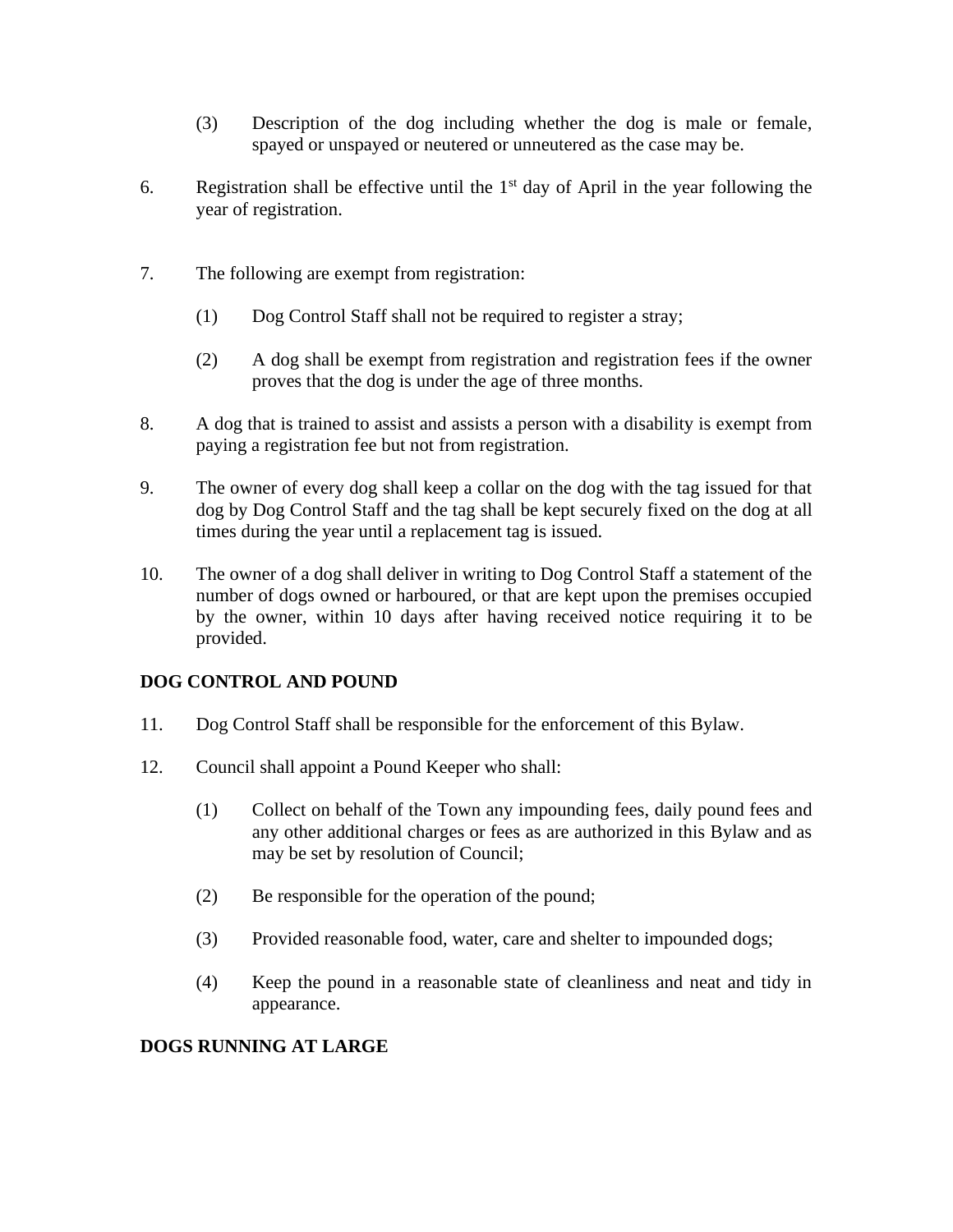(3) Description of the dog including whether the dog is male or female, spayed or unspayed or neutered or unneutered as the case may be.

6. Registration shall be effective until the 1st day of April in the year following the year of registration.

7. The following are exempt from registration:

   (1) Dog Control Staff shall not be required to register a stray;

   (2) A dog shall be exempt from registration and registration fees if the owner proves that the dog is under the age of three months.

8. A dog that is trained to assist and assists a person with a disability is exempt from paying a registration fee but not from registration.

9. The owner of every dog shall keep a collar on the dog with the tag issued for that dog by Dog Control Staff and the tag shall be kept securely fixed on the dog at all times during the year until a replacement tag is issued.

10. The owner of a dog shall deliver in writing to Dog Control Staff a statement of the number of dogs owned or harboured, or that are kept upon the premises occupied by the owner, within 10 days after having received notice requiring it to be provided.

**DOG CONTROL AND POUND**

11. Dog Control Staff shall be responsible for the enforcement of this Bylaw.

12. Council shall appoint a Pound Keeper who shall:

   (1) Collect on behalf of the Town any impounding fees, daily pound fees and any other additional charges or fees as are authorized in this Bylaw and as may be set by resolution of Council;

   (2) Be responsible for the operation of the pound;

   (3) Provided reasonable food, water, care and shelter to impounded dogs;

   (4) Keep the pound in a reasonable state of cleanliness and neat and tidy in appearance.

**DOGS RUNNING AT LARGE**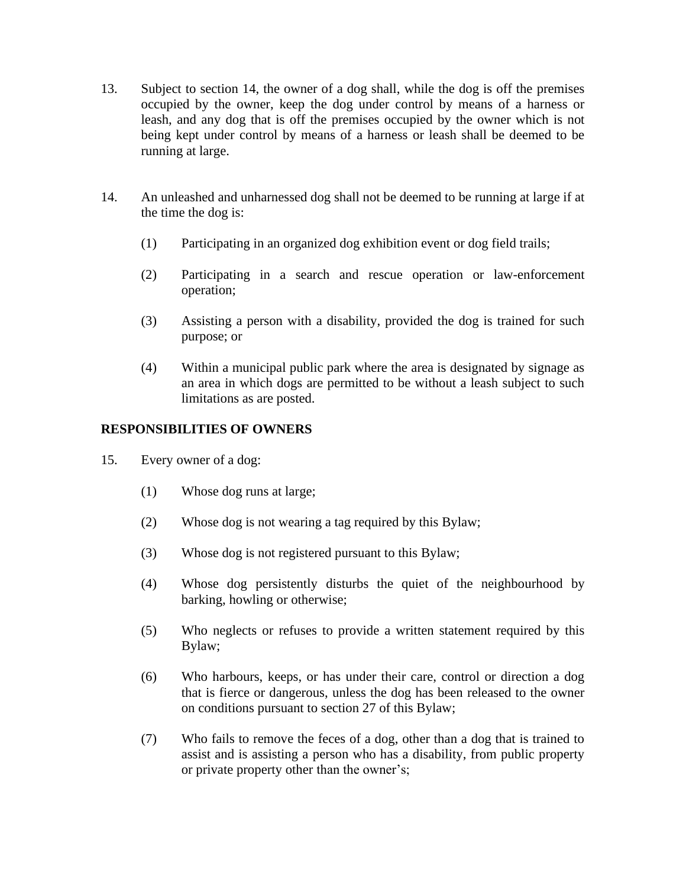13. Subject to section 14, the owner of a dog shall, while the dog is off the premises occupied by the owner, keep the dog under control by means of a harness or leash, and any dog that is off the premises occupied by the owner which is not being kept under control by means of a harness or leash shall be deemed to be running at large.

14. An unleashed and unharnessed dog shall not be deemed to be running at large if at the time the dog is:

    (1) Participating in an organized dog exhibition event or dog field trails;

    (2) Participating in a search and rescue operation or law-enforcement operation;

    (3) Assisting a person with a disability, provided the dog is trained for such purpose; or

    (4) Within a municipal public park where the area is designated by signage as an area in which dogs are permitted to be without a leash subject to such limitations as are posted.

**RESPONSIBILITIES OF OWNERS**

15. Every owner of a dog:

    (1) Whose dog runs at large;

    (2) Whose dog is not wearing a tag required by this Bylaw;

    (3) Whose dog is not registered pursuant to this Bylaw;

    (4) Whose dog persistently disturbs the quiet of the neighbourhood by barking, howling or otherwise;

    (5) Who neglects or refuses to provide a written statement required by this Bylaw;

    (6) Who harbours, keeps, or has under their care, control or direction a dog that is fierce or dangerous, unless the dog has been released to the owner on conditions pursuant to section 27 of this Bylaw;

    (7) Who fails to remove the feces of a dog, other than a dog that is trained to assist and is assisting a person who has a disability, from public property or private property other than the owner's;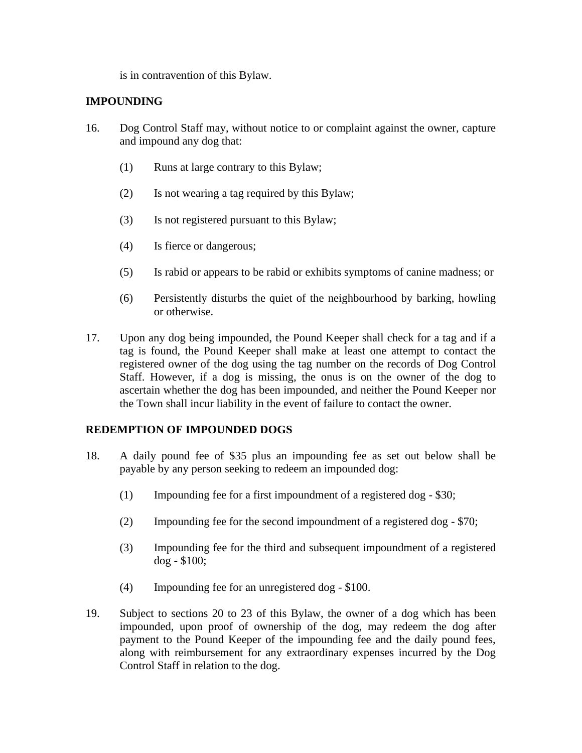is in contravention of this Bylaw.

**IMPOUNDING**

16. Dog Control Staff may, without notice to or complaint against the owner, capture and impound any dog that:

    (1) Runs at large contrary to this Bylaw;

    (2) Is not wearing a tag required by this Bylaw;

    (3) Is not registered pursuant to this Bylaw;

    (4) Is fierce or dangerous;

    (5) Is rabid or appears to be rabid or exhibits symptoms of canine madness; or

    (6) Persistently disturbs the quiet of the neighbourhood by barking, howling or otherwise.

17. Upon any dog being impounded, the Pound Keeper shall check for a tag and if a tag is found, the Pound Keeper shall make at least one attempt to contact the registered owner of the dog using the tag number on the records of Dog Control Staff. However, if a dog is missing, the onus is on the owner of the dog to ascertain whether the dog has been impounded, and neither the Pound Keeper nor the Town shall incur liability in the event of failure to contact the owner.

**REDEMPTION OF IMPOUNDED DOGS**

18. A daily pound fee of $35 plus an impounding fee as set out below shall be payable by any person seeking to redeem an impounded dog:

    (1) Impounding fee for a first impoundment of a registered dog - $30;

    (2) Impounding fee for the second impoundment of a registered dog - $70;

    (3) Impounding fee for the third and subsequent impoundment of a registered dog - $100;

    (4) Impounding fee for an unregistered dog - $100.

19. Subject to sections 20 to 23 of this Bylaw, the owner of a dog which has been impounded, upon proof of ownership of the dog, may redeem the dog after payment to the Pound Keeper of the impounding fee and the daily pound fees, along with reimbursement for any extraordinary expenses incurred by the Dog Control Staff in relation to the dog.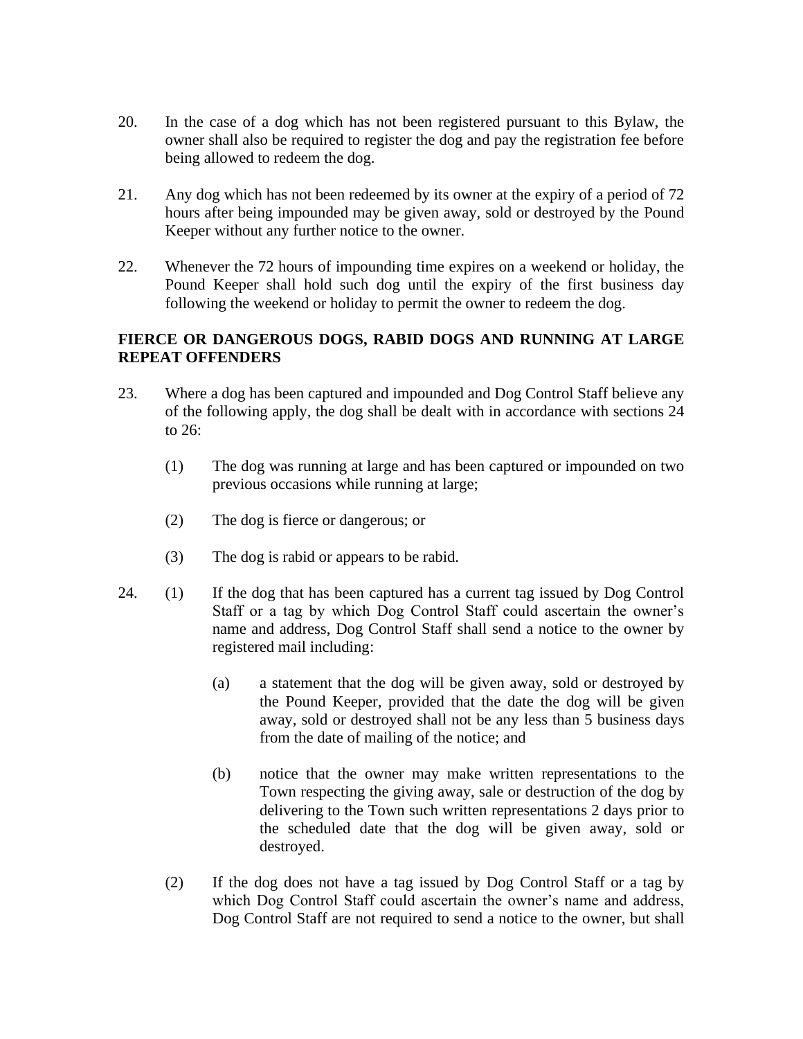20. In the case of a dog which has not been registered pursuant to this Bylaw, the owner shall also be required to register the dog and pay the registration fee before being allowed to redeem the dog.

21. Any dog which has not been redeemed by its owner at the expiry of a period of 72 hours after being impounded may be given away, sold or destroyed by the Pound Keeper without any further notice to the owner.

22. Whenever the 72 hours of impounding time expires on a weekend or holiday, the Pound Keeper shall hold such dog until the expiry of the first business day following the weekend or holiday to permit the owner to redeem the dog.

**FIERCE OR DANGEROUS DOGS, RABID DOGS AND RUNNING AT LARGE REPEAT OFFENDERS**

23. Where a dog has been captured and impounded and Dog Control Staff believe any of the following apply, the dog shall be dealt with in accordance with sections 24 to 26:

    (1) The dog was running at large and has been captured or impounded on two previous occasions while running at large;

    (2) The dog is fierce or dangerous; or

    (3) The dog is rabid or appears to be rabid.

24. (1) If the dog that has been captured has a current tag issued by Dog Control Staff or a tag by which Dog Control Staff could ascertain the owner's name and address, Dog Control Staff shall send a notice to the owner by registered mail including:

    (a) a statement that the dog will be given away, sold or destroyed by the Pound Keeper, provided that the date the dog will be given away, sold or destroyed shall not be any less than 5 business days from the date of mailing of the notice; and

    (b) notice that the owner may make written representations to the Town respecting the giving away, sale or destruction of the dog by delivering to the Town such written representations 2 days prior to the scheduled date that the dog will be given away, sold or destroyed.

    (2) If the dog does not have a tag issued by Dog Control Staff or a tag by which Dog Control Staff could ascertain the owner's name and address, Dog Control Staff are not required to send a notice to the owner, but shall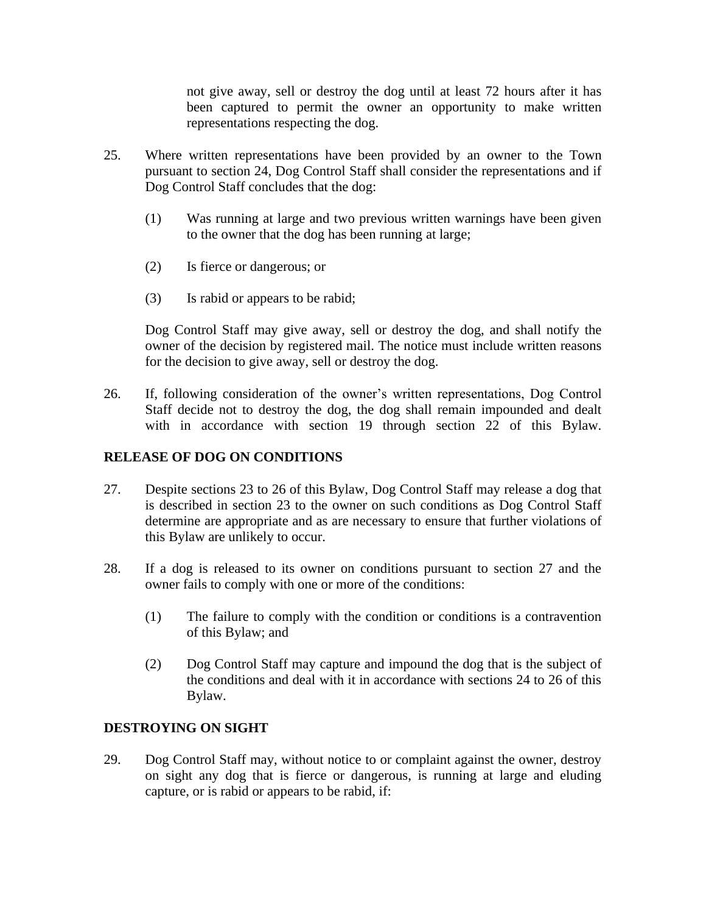not give away, sell or destroy the dog until at least 72 hours after it has been captured to permit the owner an opportunity to make written representations respecting the dog.

25. Where written representations have been provided by an owner to the Town pursuant to section 24, Dog Control Staff shall consider the representations and if Dog Control Staff concludes that the dog:

    (1) Was running at large and two previous written warnings have been given to the owner that the dog has been running at large;

    (2) Is fierce or dangerous; or

    (3) Is rabid or appears to be rabid;

    Dog Control Staff may give away, sell or destroy the dog, and shall notify the owner of the decision by registered mail. The notice must include written reasons for the decision to give away, sell or destroy the dog.

26. If, following consideration of the owner's written representations, Dog Control Staff decide not to destroy the dog, the dog shall remain impounded and dealt with in accordance with section 19 through section 22 of this Bylaw.

## RELEASE OF DOG ON CONDITIONS

27. Despite sections 23 to 26 of this Bylaw, Dog Control Staff may release a dog that is described in section 23 to the owner on such conditions as Dog Control Staff determine are appropriate and as are necessary to ensure that further violations of this Bylaw are unlikely to occur.

28. If a dog is released to its owner on conditions pursuant to section 27 and the owner fails to comply with one or more of the conditions:

    (1) The failure to comply with the condition or conditions is a contravention of this Bylaw; and

    (2) Dog Control Staff may capture and impound the dog that is the subject of the conditions and deal with it in accordance with sections 24 to 26 of this Bylaw.

## DESTROYING ON SIGHT

29. Dog Control Staff may, without notice to or complaint against the owner, destroy on sight any dog that is fierce or dangerous, is running at large and eluding capture, or is rabid or appears to be rabid, if: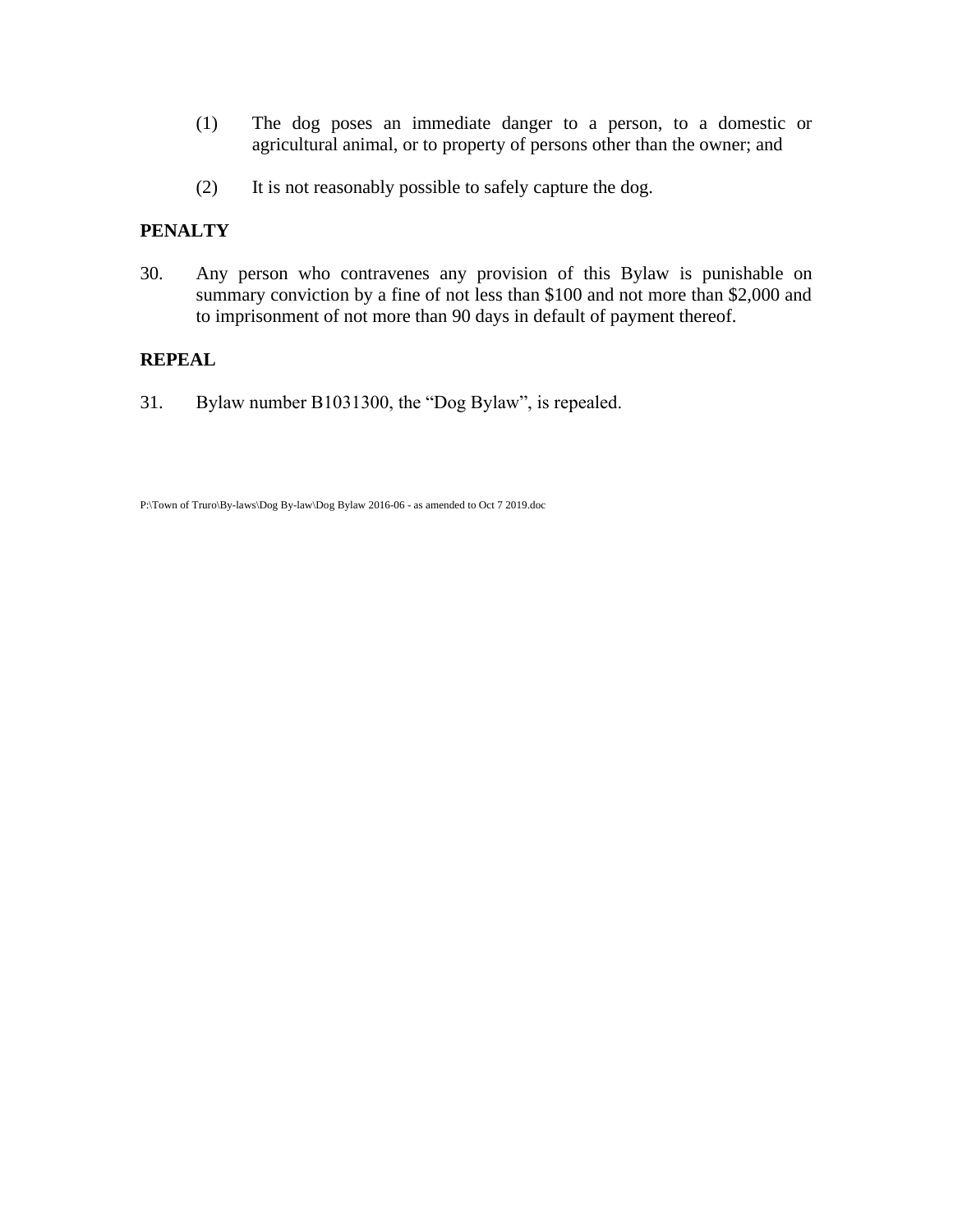(1) The dog poses an immediate danger to a person, to a domestic or agricultural animal, or to property of persons other than the owner; and

(2) It is not reasonably possible to safely capture the dog.

**PENALTY**

30. Any person who contravenes any provision of this Bylaw is punishable on summary conviction by a fine of not less than $100 and not more than $2,000 and to imprisonment of not more than 90 days in default of payment thereof.

**REPEAL**

31. Bylaw number B1031300, the "Dog Bylaw", is repealed.

P:\Town of Truro\By-laws\Dog By-law\Dog Bylaw 2016-06 - as amended to Oct 7 2019.doc